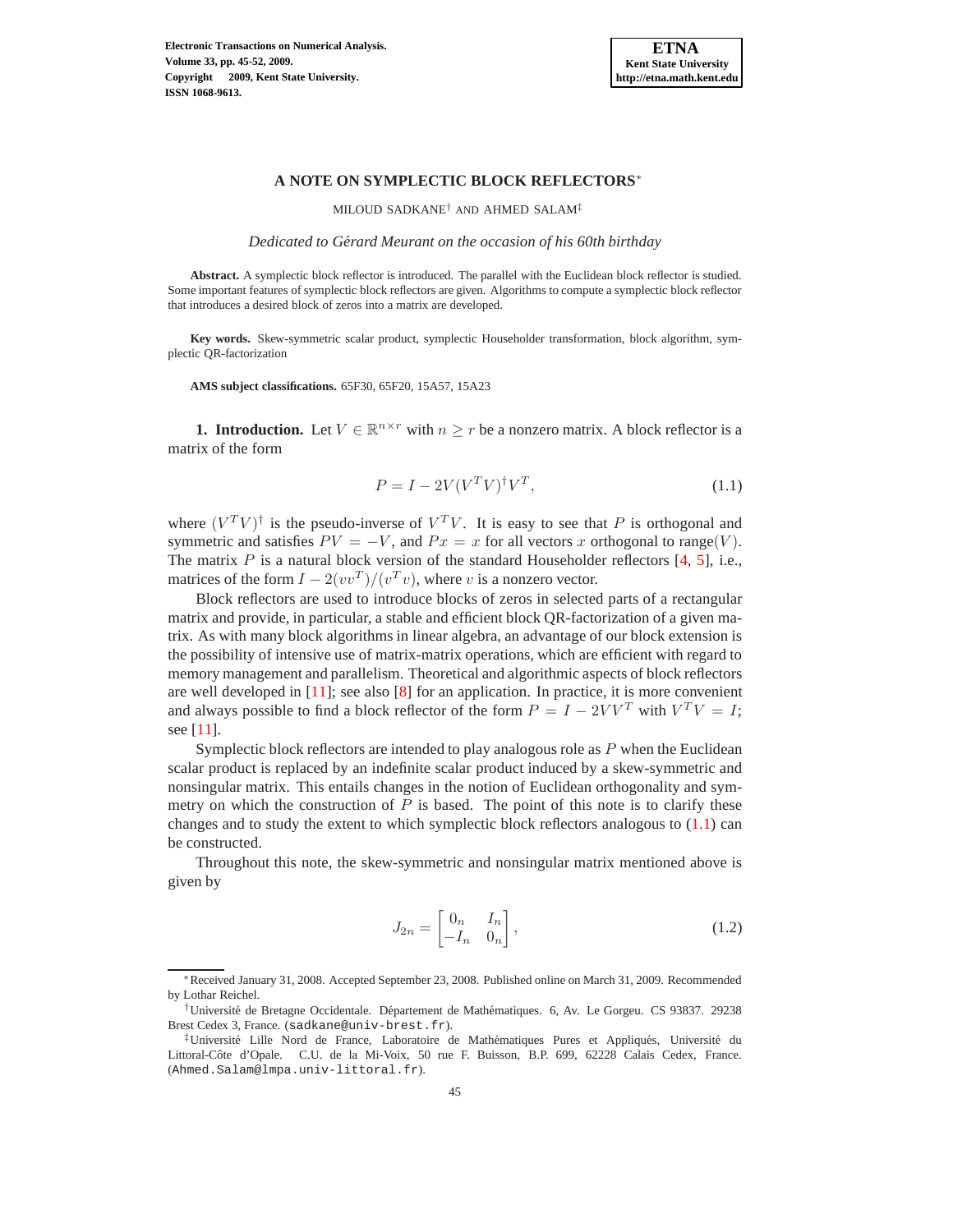# A NOTE ON SYMPLECTIC BLOCK REFLECTORS*

MILOUD SADKANE† AND AHMED SALAM‡

*Dedicated to Gérard Meurant on the occasion of his 60th birthday*

**Abstract.** A symplectic block reflector is introduced. The parallel with the Euclidean block reflector is studied. Some important features of symplectic block reflectors are given. Algorithms to compute a symplectic block reflector that introduces a desired block of zeros into a matrix are developed.

**Key words.** Skew-symmetric scalar product, symplectic Householder transformation, block algorithm, symplectic QR-factorization

**AMS subject classifications.** 65F30, 65F20, 15A57, 15A23

**1. Introduction.** Let $V \in \mathbb{R}^{n\times r}$ with $n \geq r$ be a nonzero matrix. A block reflector is a matrix of the form

$$P = I - 2V(V^TV)^{\dagger}V^T, \tag{1.1}$$

where $(V^TV)^{\dagger}$ is the pseudo-inverse of $V^TV$. It is easy to see that $P$ is orthogonal and symmetric and satisfies $PV = -V$, and $Px = x$ for all vectors $x$ orthogonal to range$(V)$. The matrix $P$ is a natural block version of the standard Householder reflectors [4, 5], i.e., matrices of the form $I - 2(vv^T)/(v^Tv)$, where $v$ is a nonzero vector.

Block reflectors are used to introduce blocks of zeros in selected parts of a rectangular matrix and provide, in particular, a stable and efficient block QR-factorization of a given matrix. As with many block algorithms in linear algebra, an advantage of our block extension is the possibility of intensive use of matrix-matrix operations, which are efficient with regard to memory management and parallelism. Theoretical and algorithmic aspects of block reflectors are well developed in [11]; see also [8] for an application. In practice, it is more convenient and always possible to find a block reflector of the form $P = I - 2VV^T$ with $V^TV = I$; see [11].

Symplectic block reflectors are intended to play analogous role as $P$ when the Euclidean scalar product is replaced by an indefinite scalar product induced by a skew-symmetric and nonsingular matrix. This entails changes in the notion of Euclidean orthogonality and symmetry on which the construction of $P$ is based. The point of this note is to clarify these changes and to study the extent to which symplectic block reflectors analogous to (1.1) can be constructed.

Throughout this note, the skew-symmetric and nonsingular matrix mentioned above is given by

$$J_{2n} = \begin{bmatrix} 0_n & I_n \\ -I_n & 0_n \end{bmatrix}, \tag{1.2}$$

*Received January 31, 2008. Accepted September 23, 2008. Published online on March 31, 2009. Recommended by Lothar Reichel.

†Université de Bretagne Occidentale. Département de Mathématiques. 6, Av. Le Gorgeu. CS 93837. 29238 Brest Cedex 3, France. (sadkane@univ-brest.fr).

‡Université Lille Nord de France, Laboratoire de Mathématiques Pures et Appliqués, Université du Littoral-Côte d'Opale. C.U. de la Mi-Voix, 50 rue F. Buisson, B.P. 699, 62228 Calais Cedex, France. (Ahmed.Salam@lmpa.univ-littoral.fr).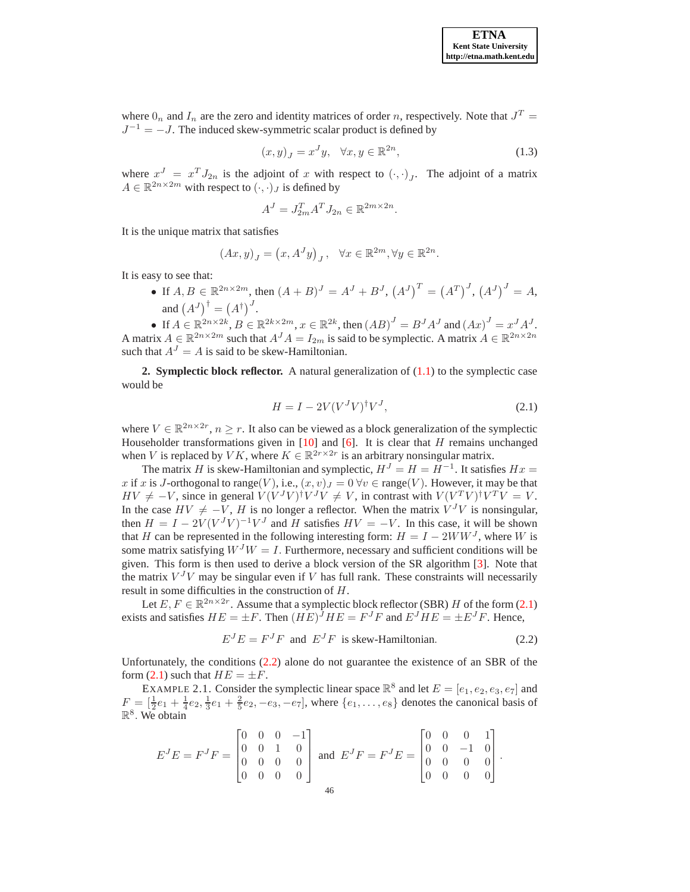where $0_n$ and $I_n$ are the zero and identity matrices of order $n$, respectively. Note that $J^T = J^{-1} = -J$. The induced skew-symmetric scalar product is defined by

$$(x, y)_J = x^J y, \quad \forall x, y \in \mathbb{R}^{2n}, \tag{1.3}$$

where $x^J = x^T J_{2n}$ is the adjoint of $x$ with respect to $(\cdot, \cdot)_J$. The adjoint of a matrix $A \in \mathbb{R}^{2n \times 2m}$ with respect to $(\cdot, \cdot)_J$ is defined by

$$A^J = J_{2m}^T A^T J_{2n} \in \mathbb{R}^{2m \times 2n}.$$

It is the unique matrix that satisfies

$$(Ax, y)_J = \left(x, A^J y\right)_J, \quad \forall x \in \mathbb{R}^{2m}, \forall y \in \mathbb{R}^{2n}.$$

It is easy to see that:

- If $A, B \in \mathbb{R}^{2n \times 2m}$, then $(A + B)^J = A^J + B^J$, $\left(A^J\right)^T = \left(A^T\right)^J$, $\left(A^J\right)^J = A$, and $\left(A^J\right)^\dagger = \left(A^\dagger\right)^J$.
- If $A \in \mathbb{R}^{2n \times 2k}$, $B \in \mathbb{R}^{2k \times 2m}$, $x \in \mathbb{R}^{2k}$, then $(AB)^J = B^J A^J$ and $(Ax)^J = x^J A^J$.

A matrix $A \in \mathbb{R}^{2n \times 2m}$ such that $A^J A = I_{2m}$ is said to be symplectic. A matrix $A \in \mathbb{R}^{2n \times 2n}$ such that $A^J = A$ is said to be skew-Hamiltonian.

**2. Symplectic block reflector.** A natural generalization of (1.1) to the symplectic case would be

$$H = I - 2V(V^J V)^\dagger V^J, \tag{2.1}$$

where $V \in \mathbb{R}^{2n \times 2r}$, $n \geq r$. It also can be viewed as a block generalization of the symplectic Householder transformations given in [10] and [6]. It is clear that $H$ remains unchanged when $V$ is replaced by $VK$, where $K \in \mathbb{R}^{2r \times 2r}$ is an arbitrary nonsingular matrix.

The matrix $H$ is skew-Hamiltonian and symplectic, $H^J = H = H^{-1}$. It satisfies $Hx = x$ if $x$ is $J$-orthogonal to range$(V)$, i.e., $(x, v)_J = 0 \, \forall v \in$ range$(V)$. However, it may be that $HV \neq -V$, since in general $V(V^J V)^\dagger V^J V \neq V$, in contrast with $V(V^T V)^\dagger V^T V = V$. In the case $HV \neq -V$, $H$ is no longer a reflector. When the matrix $V^J V$ is nonsingular, then $H = I - 2V(V^J V)^{-1} V^J$ and $H$ satisfies $HV = -V$. In this case, it will be shown that $H$ can be represented in the following interesting form: $H = I - 2WW^J$, where $W$ is some matrix satisfying $W^J W = I$. Furthermore, necessary and sufficient conditions will be given. This form is then used to derive a block version of the SR algorithm [3]. Note that the matrix $V^J V$ may be singular even if $V$ has full rank. These constraints will necessarily result in some difficulties in the construction of $H$.

Let $E, F \in \mathbb{R}^{2n \times 2r}$. Assume that a symplectic block reflector (SBR) $H$ of the form (2.1) exists and satisfies $HE = \pm F$. Then $(HE)^J HE = F^J F$ and $E^J HE = \pm E^J F$. Hence,

$$E^J E = F^J F \text{ and } E^J F \text{ is skew-Hamiltonian.} \tag{2.2}$$

Unfortunately, the conditions (2.2) alone do not guarantee the existence of an SBR of the form (2.1) such that $HE = \pm F$.

EXAMPLE 2.1. Consider the symplectic linear space $\mathbb{R}^8$ and let $E = [e_1, e_2, e_3, e_7]$ and $F = [\frac{1}{2}e_1 + \frac{1}{4}e_2, \frac{1}{3}e_1 + \frac{2}{5}e_2, -e_3, -e_7]$, where $\{e_1, \ldots, e_8\}$ denotes the canonical basis of $\mathbb{R}^8$. We obtain

$$E^J E = F^J F = \begin{bmatrix} 0 & 0 & 0 & -1 \\ 0 & 0 & 1 & 0 \\ 0 & 0 & 0 & 0 \\ 0 & 0 & 0 & 0 \end{bmatrix} \text{ and } E^J F = F^J E = \begin{bmatrix} 0 & 0 & 0 & 1 \\ 0 & 0 & -1 & 0 \\ 0 & 0 & 0 & 0 \\ 0 & 0 & 0 & 0 \end{bmatrix}.$$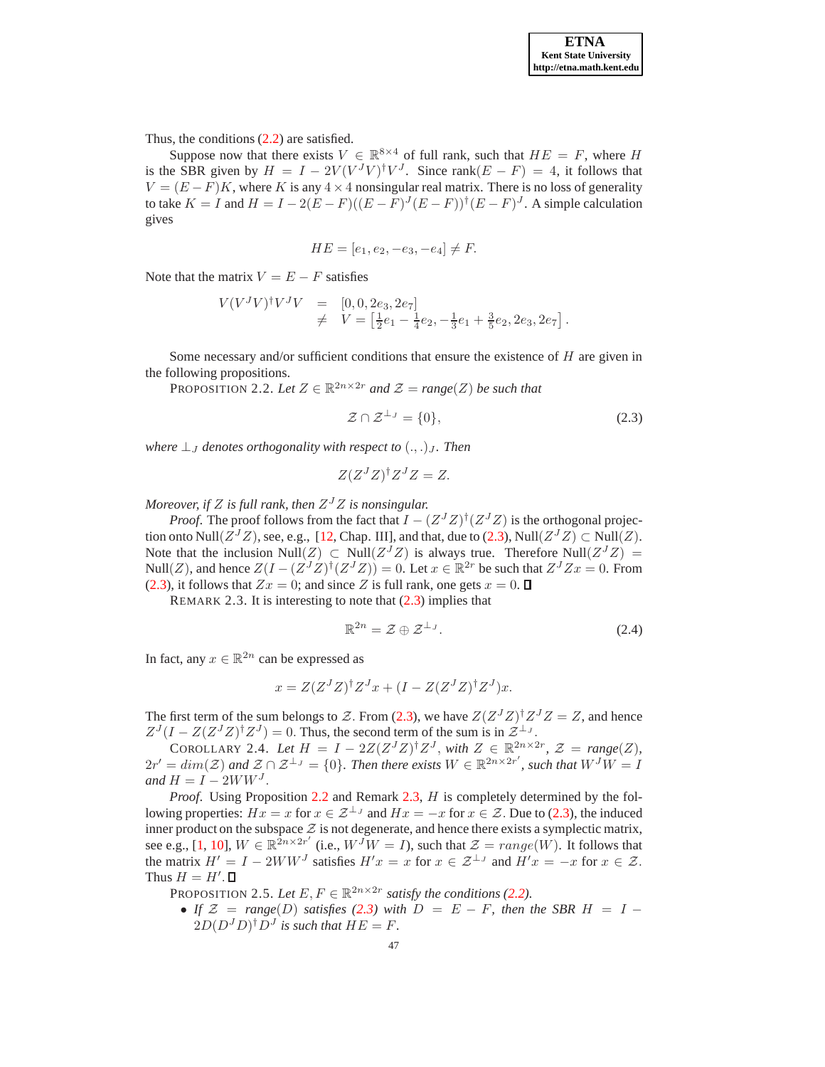Thus, the conditions (2.2) are satisfied.

Suppose now that there exists $V \in \mathbb{R}^{8\times 4}$ of full rank, such that $HE = F$, where $H$ is the SBR given by $H = I - 2V(V^J V)^\dagger V^J$. Since $\mathrm{rank}(E - F) = 4$, it follows that $V = (E - F)K$, where $K$ is any $4 \times 4$ nonsingular real matrix. There is no loss of generality to take $K = I$ and $H = I - 2(E - F)((E - F)^J (E - F))^\dagger (E - F)^J$. A simple calculation gives

$$HE = [e_1, e_2, -e_3, -e_4] \neq F.$$

Note that the matrix $V = E - F$ satisfies

$$\begin{aligned} V(V^J V)^\dagger V^J V &= [0, 0, 2e_3, 2e_7] \\ &\neq V = \left[\tfrac{1}{2}e_1 - \tfrac{1}{4}e_2, -\tfrac{1}{3}e_1 + \tfrac{3}{5}e_2, 2e_3, 2e_7\right]. \end{aligned}$$

Some necessary and/or sufficient conditions that ensure the existence of $H$ are given in the following propositions.

PROPOSITION 2.2. *Let $Z \in \mathbb{R}^{2n\times 2r}$ and $\mathcal{Z} = range(Z)$ be such that*

$$\mathcal{Z} \cap \mathcal{Z}^{\perp_J} = \{0\}, \tag{2.3}$$

*where $\perp_J$ denotes orthogonality with respect to $(.,.)_J$. Then*

$$Z(Z^J Z)^\dagger Z^J Z = Z.$$

*Moreover, if $Z$ is full rank, then $Z^J Z$ is nonsingular.*

*Proof.* The proof follows from the fact that $I - (Z^J Z)^\dagger (Z^J Z)$ is the orthogonal projection onto $\mathrm{Null}(Z^J Z)$, see, e.g., [12, Chap. III], and that, due to (2.3), $\mathrm{Null}(Z^J Z) \subset \mathrm{Null}(Z)$. Note that the inclusion $\mathrm{Null}(Z) \subset \mathrm{Null}(Z^J Z)$ is always true. Therefore $\mathrm{Null}(Z^J Z) = \mathrm{Null}(Z)$, and hence $Z(I - (Z^J Z)^\dagger (Z^J Z)) = 0$. Let $x \in \mathbb{R}^{2r}$ be such that $Z^J Z x = 0$. From (2.3), it follows $Zx = 0$; and since $Z$ is full rank, one gets $x = 0$. ∎

REMARK 2.3. It is interesting to note that (2.3) implies that

$$\mathbb{R}^{2n} = \mathcal{Z} \oplus \mathcal{Z}^{\perp_J}. \tag{2.4}$$

In fact, any $x \in \mathbb{R}^{2n}$ can be expressed as

$$x = Z(Z^J Z)^\dagger Z^J x + (I - Z(Z^J Z)^\dagger Z^J)x.$$

The first term of the sum belongs to $\mathcal{Z}$. From (2.3), we have $Z(Z^J Z)^\dagger Z^J Z = Z$, and hence $Z^J(I - Z(Z^J Z)^\dagger Z^J) = 0$. Thus, the second term of the sum is in $\mathcal{Z}^{\perp_J}$.

COROLLARY 2.4. *Let $H = I - 2Z(Z^J Z)^\dagger Z^J$, with $Z \in \mathbb{R}^{2n\times 2r}$, $\mathcal{Z} = range(Z)$, $2r' = dim(\mathcal{Z})$ and $\mathcal{Z} \cap \mathcal{Z}^{\perp_J} = \{0\}$. Then there exists $W \in \mathbb{R}^{2n\times 2r'}$, such that $W^J W = I$ and $H = I - 2WW^J$.*

*Proof.* Using Proposition 2.2 and Remark 2.3, $H$ is completely determined by the following properties: $Hx = x$ for $x \in \mathcal{Z}^{\perp_J}$ and $Hx = -x$ for $x \in \mathcal{Z}$. Due to (2.3), the induced inner product on the subspace $\mathcal{Z}$ is not degenerate, and hence there exists a symplectic matrix, see e.g., [1, 10], $W \in \mathbb{R}^{2n\times 2r'}$ (i.e., $W^J W = I$), such that $\mathcal{Z} = range(W)$. It follows that the matrix $H' = I - 2WW^J$ satisfies $H'x = x$ for $x \in \mathcal{Z}^{\perp_J}$ and $H'x = -x$ for $x \in \mathcal{Z}$. Thus $H = H'$. ∎

PROPOSITION 2.5. *Let $E, F \in \mathbb{R}^{2n\times 2r}$ satisfy the conditions (2.2).*

- *If $\mathcal{Z} = range(D)$ satisfies (2.3) with $D = E - F$, then the SBR $H = I - 2D(D^J D)^\dagger D^J$ is such that $HE = F$.*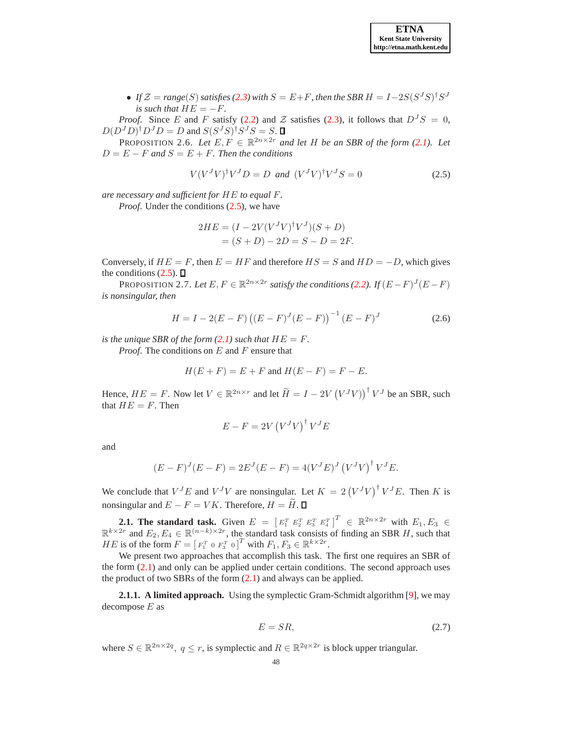- *If $\mathcal{Z} = range(S)$ satisfies (2.3) with $S = E+F$, then the SBR $H = I - 2S(S^J S)^\dagger S^J$ is such that $HE = -F$.*

*Proof.* Since $E$ and $F$ satisfy (2.2) and $\mathcal{Z}$ satisfies (2.3), it follows that $D^J S = 0$, $D(D^J D)^\dagger D^J D = D$ and $S(S^J S)^\dagger S^J S = S$. ☐

PROPOSITION 2.6. *Let $E, F \in \mathbb{R}^{2n\times 2r}$ and let $H$ be an SBR of the form (2.1). Let $D = E - F$ and $S = E + F$. Then the conditions*

$$V(V^J V)^\dagger V^J D = D \;\text{ and }\; (V^J V)^\dagger V^J S = 0 \tag{2.5}$$

*are necessary and sufficient for $HE$ to equal $F$.*

*Proof.* Under the conditions (2.5), we have

$$\begin{aligned} 2HE &= (I - 2V(V^J V)^\dagger V^J)(S + D) \\ &= (S + D) - 2D = S - D = 2F. \end{aligned}$$

Conversely, if $HE = F$, then $E = HF$ and therefore $HS = S$ and $HD = -D$, which gives the conditions (2.5). ☐

PROPOSITION 2.7. *Let $E, F \in \mathbb{R}^{2n\times 2r}$ satisfy the conditions (2.2). If $(E-F)^J(E-F)$ is nonsingular, then*

$$H = I - 2(E - F)\left((E - F)^J (E - F)\right)^{-1} (E - F)^J \tag{2.6}$$

*is the unique SBR of the form (2.1) such that $HE = F$.*

*Proof.* The conditions on $E$ and $F$ ensure that

$$H(E + F) = E + F \text{ and } H(E - F) = F - E.$$

Hence, $HE = F$. Now let $V \in \mathbb{R}^{2n\times r}$ and let $\widetilde{H} = I - 2V\left(V^J V)\right)^\dagger V^J$ be an SBR, such that $HE = F$. Then

$$E - F = 2V\left(V^J V\right)^\dagger V^J E$$

and

$$(E - F)^J (E - F) = 2E^J (E - F) = 4(V^J E)^J \left(V^J V\right)^\dagger V^J E.$$

We conclude that $V^J E$ and $V^J V$ are nonsingular. Let $K = 2\left(V^J V\right)^\dagger V^J E$. Then $K$ is nonsingular and $E - F = VK$. Therefore, $H = \widetilde{H}$. ☐

**2.1. The standard task.** Given $E = \begin{bmatrix} E_1^T & E_2^T & E_3^T & E_4^T \end{bmatrix}^T \in \mathbb{R}^{2n\times 2r}$ with $E_1, E_3 \in \mathbb{R}^{k\times 2r}$ and $E_2, E_4 \in \mathbb{R}^{(n-k)\times 2r}$, the standard task consists of finding an SBR $H$, such that $HE$ is of the form $F = \begin{bmatrix} F_1^T & 0 & F_3^T & 0 \end{bmatrix}^T$ with $F_1, F_3 \in \mathbb{R}^{k\times 2r}$.

We present two approaches that accomplish this task. The first one requires an SBR of the form (2.1) and only can be applied under certain conditions. The second approach uses the product of two SBRs of the form (2.1) and always can be applied.

**2.1.1. A limited approach.** Using the symplectic Gram-Schmidt algorithm [9], we may decompose $E$ as

$$E = SR, \tag{2.7}$$

where $S \in \mathbb{R}^{2n\times 2q}$, $q \le r$, is symplectic and $R \in \mathbb{R}^{2q\times 2r}$ is block upper triangular.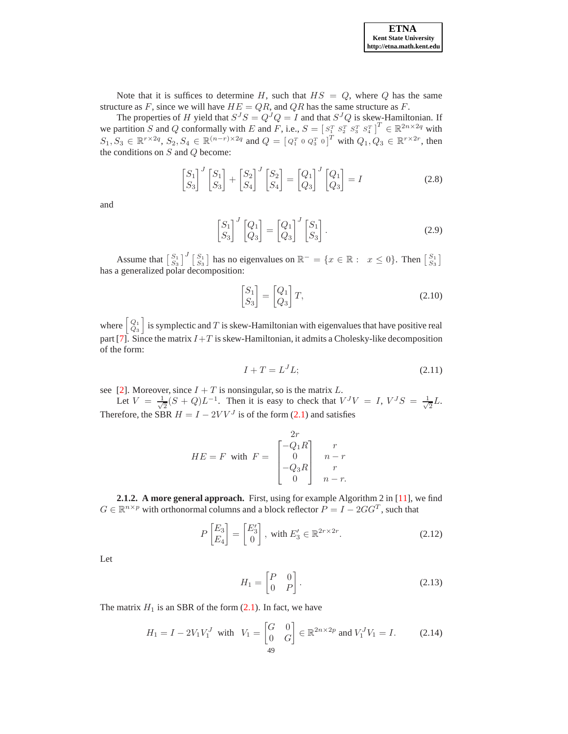Note that it is suffices to determine $H$, such that $HS = Q$, where $Q$ has the same structure as $F$, since we will have $HE = QR$, and $QR$ has the same structure as $F$.

The properties of $H$ yield that $S^J S = Q^J Q = I$ and that $S^J Q$ is skew-Hamiltonian. If we partition $S$ and $Q$ conformally with $E$ and $F$, i.e., $S = \begin{bmatrix} S_1^T & S_2^T & S_3^T & S_4^T \end{bmatrix}^T \in \mathbb{R}^{2n\times 2q}$ with $S_1, S_3 \in \mathbb{R}^{r\times 2q}$, $S_2, S_4 \in \mathbb{R}^{(n-r)\times 2q}$ and $Q = \begin{bmatrix} Q_1^T & 0 & Q_3^T & 0 \end{bmatrix}^T$ with $Q_1, Q_3 \in \mathbb{R}^{r\times 2r}$, then the conditions on $S$ and $Q$ become:

$$\begin{bmatrix} S_1 \\ S_3 \end{bmatrix}^J \begin{bmatrix} S_1 \\ S_3 \end{bmatrix} + \begin{bmatrix} S_2 \\ S_4 \end{bmatrix}^J \begin{bmatrix} S_2 \\ S_4 \end{bmatrix} = \begin{bmatrix} Q_1 \\ Q_3 \end{bmatrix}^J \begin{bmatrix} Q_1 \\ Q_3 \end{bmatrix} = I \tag{2.8}$$

and

$$\begin{bmatrix} S_1 \\ S_3 \end{bmatrix}^J \begin{bmatrix} Q_1 \\ Q_3 \end{bmatrix} = \begin{bmatrix} Q_1 \\ Q_3 \end{bmatrix}^J \begin{bmatrix} S_1 \\ S_3 \end{bmatrix}. \tag{2.9}$$

Assume that $\begin{bmatrix} S_1 \\ S_3 \end{bmatrix}^J \begin{bmatrix} S_1 \\ S_3 \end{bmatrix}$ has no eigenvalues on $\mathbb{R}^- = \{x \in \mathbb{R} : \ x \le 0\}$. Then $\begin{bmatrix} S_1 \\ S_3 \end{bmatrix}$ has a generalized polar decomposition:

$$\begin{bmatrix} S_1 \\ S_3 \end{bmatrix} = \begin{bmatrix} Q_1 \\ Q_3 \end{bmatrix} T, \tag{2.10}$$

where $\begin{bmatrix} Q_1 \\ Q_3 \end{bmatrix}$ is symplectic and $T$ is skew-Hamiltonian with eigenvalues that have positive real part [7]. Since the matrix $I+T$ is skew-Hamiltonian, it admits a Cholesky-like decomposition of the form:

$$I + T = L^J L; \tag{2.11}$$

see [2]. Moreover, since $I + T$ is nonsingular, so is the matrix $L$.

Let $V = \frac{1}{\sqrt{2}}(S + Q)L^{-1}$. Then it is easy to check that $V^J V = I$, $V^J S = \frac{1}{\sqrt{2}} L$. Therefore, the SBR $H = I - 2VV^J$ is of the form (2.1) and satisfies

$$HE = F \ \text{ with } \ F = \begin{array}{c} 2r \\ \begin{bmatrix} -Q_1 R \\ 0 \\ -Q_3 R \\ 0 \end{bmatrix} \end{array} \begin{array}{l} \\ r \\ n-r \\ r \\ n-r. \end{array}$$

**2.1.2. A more general approach.** First, using for example Algorithm 2 in [11], we find $G \in \mathbb{R}^{n\times p}$ with orthonormal columns and a block reflector $P = I - 2GG^T$, such that

$$P \begin{bmatrix} E_3 \\ E_4 \end{bmatrix} = \begin{bmatrix} E_3' \\ 0 \end{bmatrix}, \text{ with } E_3' \in \mathbb{R}^{2r\times 2r}. \tag{2.12}$$

Let

$$H_1 = \begin{bmatrix} P & 0 \\ 0 & P \end{bmatrix}. \tag{2.13}$$

The matrix $H_1$ is an SBR of the form (2.1). In fact, we have

$$H_1 = I - 2V_1 V_1^J \ \text{ with } \ V_1 = \begin{bmatrix} G & 0 \\ 0 & G \end{bmatrix} \in \mathbb{R}^{2n\times 2p} \text{ and } V_1^J V_1 = I. \tag{2.14}$$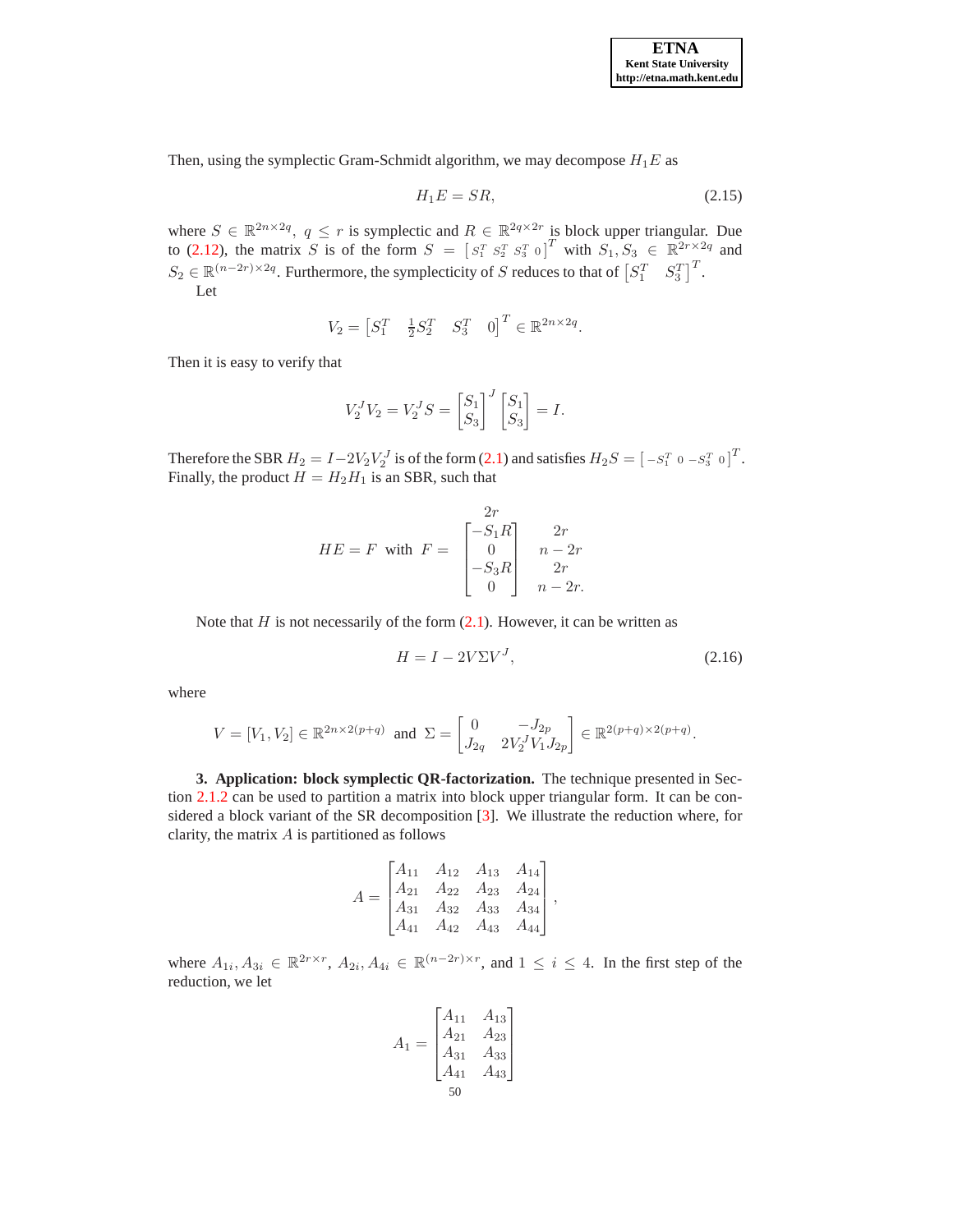Then, using the symplectic Gram-Schmidt algorithm, we may decompose $H_1 E$ as

$$H_1 E = SR, \tag{2.15}$$

where $S \in \mathbb{R}^{2n\times 2q}$, $q \leq r$ is symplectic and $R \in \mathbb{R}^{2q\times 2r}$ is block upper triangular. Due to (2.12), the matrix $S$ is of the form $S = \begin{bmatrix} S_1^T & S_2^T & S_3^T & 0 \end{bmatrix}^T$ with $S_1, S_3 \in \mathbb{R}^{2r\times 2q}$ and $S_2 \in \mathbb{R}^{(n-2r)\times 2q}$. Furthermore, the symplecticity of $S$ reduces to that of $\begin{bmatrix} S_1^T & S_3^T \end{bmatrix}^T$.

Let

$$V_2 = \begin{bmatrix} S_1^T & \frac{1}{2}S_2^T & S_3^T & 0 \end{bmatrix}^T \in \mathbb{R}^{2n\times 2q}.$$

Then it is easy to verify that

$$V_2^J V_2 = V_2^J S = \begin{bmatrix} S_1 \\ S_3 \end{bmatrix}^J \begin{bmatrix} S_1 \\ S_3 \end{bmatrix} = I.$$

Therefore the SBR $H_2 = I - 2V_2V_2^J$ is of the form (2.1) and satisfies $H_2 S = \begin{bmatrix} -S_1^T & 0 & -S_3^T & 0 \end{bmatrix}^T$. Finally, the product $H = H_2 H_1$ is an SBR, such that

$$HE = F \quad \text{with} \quad F = \overset{\displaystyle 2r}{\begin{bmatrix} -S_1 R \\ 0 \\ -S_3 R \\ 0 \end{bmatrix}} \begin{matrix} 2r \\ n-2r \\ 2r \\ n-2r. \end{matrix}$$

Note that $H$ is not necessarily of the form (2.1). However, it can be written as

$$H = I - 2V\Sigma V^J, \tag{2.16}$$

where

$$V = [V_1, V_2] \in \mathbb{R}^{2n\times 2(p+q)} \quad \text{and} \quad \Sigma = \begin{bmatrix} 0 & -J_{2p} \\ J_{2q} & 2V_2^J V_1 J_{2p} \end{bmatrix} \in \mathbb{R}^{2(p+q)\times 2(p+q)}.$$

**3. Application: block symplectic QR-factorization.** The technique presented in Section 2.1.2 can be used to partition a matrix into block upper triangular form. It can be considered a block variant of the SR decomposition [3]. We illustrate the reduction where, for clarity, the matrix $A$ is partitioned as follows

$$A = \begin{bmatrix} A_{11} & A_{12} & A_{13} & A_{14} \\ A_{21} & A_{22} & A_{23} & A_{24} \\ A_{31} & A_{32} & A_{33} & A_{34} \\ A_{41} & A_{42} & A_{43} & A_{44} \end{bmatrix},$$

where $A_{1i}, A_{3i} \in \mathbb{R}^{2r\times r}$, $A_{2i}, A_{4i} \in \mathbb{R}^{(n-2r)\times r}$, and $1 \leq i \leq 4$. In the first step of the reduction, we let

$$A_1 = \begin{bmatrix} A_{11} & A_{13} \\ A_{21} & A_{23} \\ A_{31} & A_{33} \\ A_{41} & A_{43} \end{bmatrix}$$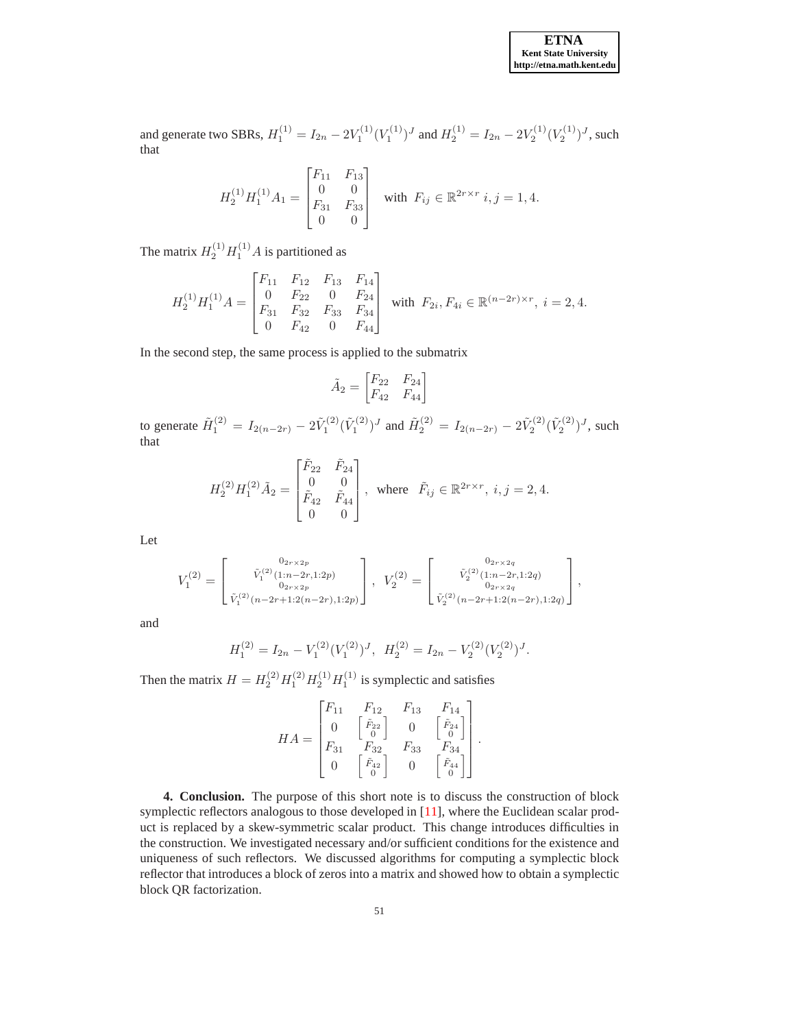and generate two SBRs, $H_1^{(1)} = I_{2n} - 2V_1^{(1)}(V_1^{(1)})^J$ and $H_2^{(1)} = I_{2n} - 2V_2^{(1)}(V_2^{(1)})^J$, such that

$$H_2^{(1)} H_1^{(1)} A_1 = \begin{bmatrix} F_{11} & F_{13} \\ 0 & 0 \\ F_{31} & F_{33} \\ 0 & 0 \end{bmatrix} \quad \text{with } F_{ij} \in \mathbb{R}^{2r \times r} \; i,j = 1,4.$$

The matrix $H_2^{(1)} H_1^{(1)} A$ is partitioned as

$$H_2^{(1)} H_1^{(1)} A = \begin{bmatrix} F_{11} & F_{12} & F_{13} & F_{14} \\ 0 & F_{22} & 0 & F_{24} \\ F_{31} & F_{32} & F_{33} & F_{34} \\ 0 & F_{42} & 0 & F_{44} \end{bmatrix} \quad \text{with } F_{2i}, F_{4i} \in \mathbb{R}^{(n-2r)\times r}, \; i = 2,4.$$

In the second step, the same process is applied to the submatrix

$$\tilde{A}_2 = \begin{bmatrix} F_{22} & F_{24} \\ F_{42} & F_{44} \end{bmatrix}$$

to generate $\tilde{H}_1^{(2)} = I_{2(n-2r)} - 2\tilde{V}_1^{(2)}(\tilde{V}_1^{(2)})^J$ and $\tilde{H}_2^{(2)} = I_{2(n-2r)} - 2\tilde{V}_2^{(2)}(\tilde{V}_2^{(2)})^J$, such that

$$H_2^{(2)} H_1^{(2)} \tilde{A}_2 = \begin{bmatrix} \tilde{F}_{22} & \tilde{F}_{24} \\ 0 & 0 \\ \tilde{F}_{42} & \tilde{F}_{44} \\ 0 & 0 \end{bmatrix}, \quad \text{where} \quad \tilde{F}_{ij} \in \mathbb{R}^{2r\times r}, \; i,j = 2,4.$$

Let

$$V_1^{(2)} = \begin{bmatrix} 0_{2r\times 2p} \\ \tilde{V}_1^{(2)}(1{:}n-2r, 1{:}2p) \\ 0_{2r\times 2p} \\ \tilde{V}_1^{(2)}(n-2r+1{:}2(n-2r), 1{:}2p) \end{bmatrix}, \quad V_2^{(2)} = \begin{bmatrix} 0_{2r\times 2q} \\ \tilde{V}_2^{(2)}(1{:}n-2r, 1{:}2q) \\ 0_{2r\times 2q} \\ \tilde{V}_2^{(2)}(n-2r+1{:}2(n-2r), 1{:}2q) \end{bmatrix},$$

and

$$H_1^{(2)} = I_{2n} - V_1^{(2)}(V_1^{(2)})^J, \quad H_2^{(2)} = I_{2n} - V_2^{(2)}(V_2^{(2)})^J.$$

Then the matrix $H = H_2^{(2)} H_1^{(2)} H_2^{(1)} H_1^{(1)}$ is symplectic and satisfies

$$HA = \begin{bmatrix} F_{11} & F_{12} & F_{13} & F_{14} \\ 0 & \begin{bmatrix} \tilde{F}_{22} \\ 0 \end{bmatrix} & 0 & \begin{bmatrix} \tilde{F}_{24} \\ 0 \end{bmatrix} \\ F_{31} & F_{32} & F_{33} & F_{34} \\ 0 & \begin{bmatrix} \tilde{F}_{42} \\ 0 \end{bmatrix} & 0 & \begin{bmatrix} \tilde{F}_{44} \\ 0 \end{bmatrix} \end{bmatrix}.$$

**4. Conclusion.** The purpose of this short note is to discuss the construction of block symplectic reflectors analogous to those developed in [11], where the Euclidean scalar product is replaced by a skew-symmetric scalar product. This change introduces difficulties in the construction. We investigated necessary and/or sufficient conditions for the existence and uniqueness of such reflectors. We discussed algorithms for computing a symplectic block reflector that introduces a block of zeros into a matrix and showed how to obtain a symplectic block QR factorization.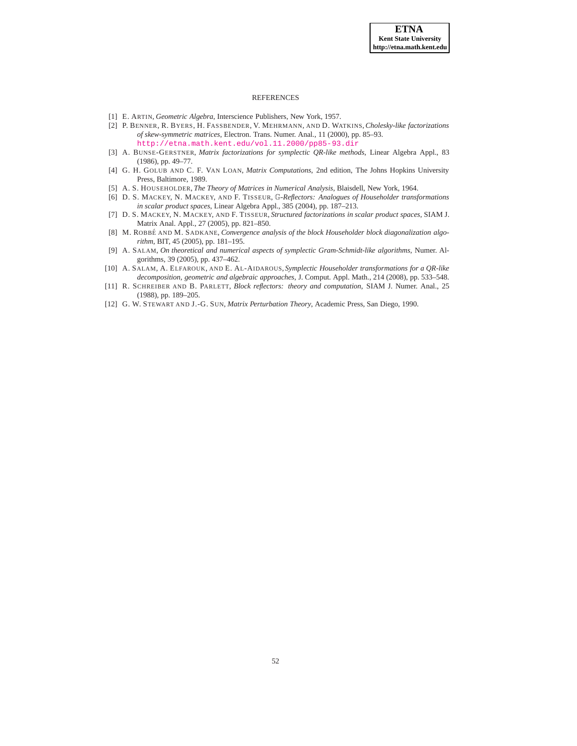## REFERENCES

[1] E. Artin, *Geometric Algebra*, Interscience Publishers, New York, 1957.

[2] P. Benner, R. Byers, H. Fassbender, V. Mehrmann, and D. Watkins, *Cholesky-like factorizations of skew-symmetric matrices*, Electron. Trans. Numer. Anal., 11 (2000), pp. 85–93. http://etna.math.kent.edu/vol.11.2000/pp85-93.dir

[3] A. Bunse-Gerstner, *Matrix factorizations for symplectic QR-like methods*, Linear Algebra Appl., 83 (1986), pp. 49–77.

[4] G. H. Golub and C. F. Van Loan, *Matrix Computations*, 2nd edition, The Johns Hopkins University Press, Baltimore, 1989.

[5] A. S. Householder, *The Theory of Matrices in Numerical Analysis*, Blaisdell, New York, 1964.

[6] D. S. Mackey, N. Mackey, and F. Tisseur, *$\mathbb{G}$-Reflectors: Analogues of Householder transformations in scalar product spaces*, Linear Algebra Appl., 385 (2004), pp. 187–213.

[7] D. S. Mackey, N. Mackey, and F. Tisseur, *Structured factorizations in scalar product spaces*, SIAM J. Matrix Anal. Appl., 27 (2005), pp. 821–850.

[8] M. Robbé and M. Sadkane, *Convergence analysis of the block Householder block diagonalization algorithm*, BIT, 45 (2005), pp. 181–195.

[9] A. Salam, *On theoretical and numerical aspects of symplectic Gram-Schmidt-like algorithms*, Numer. Algorithms, 39 (2005), pp. 437–462.

[10] A. Salam, A. Elfarouk, and E. Al-Aidarous, *Symplectic Householder transformations for a QR-like decomposition, geometric and algebraic approaches*, J. Comput. Appl. Math., 214 (2008), pp. 533–548.

[11] R. Schreiber and B. Parlett, *Block reflectors: theory and computation*, SIAM J. Numer. Anal., 25 (1988), pp. 189–205.

[12] G. W. Stewart and J.-G. Sun, *Matrix Perturbation Theory*, Academic Press, San Diego, 1990.